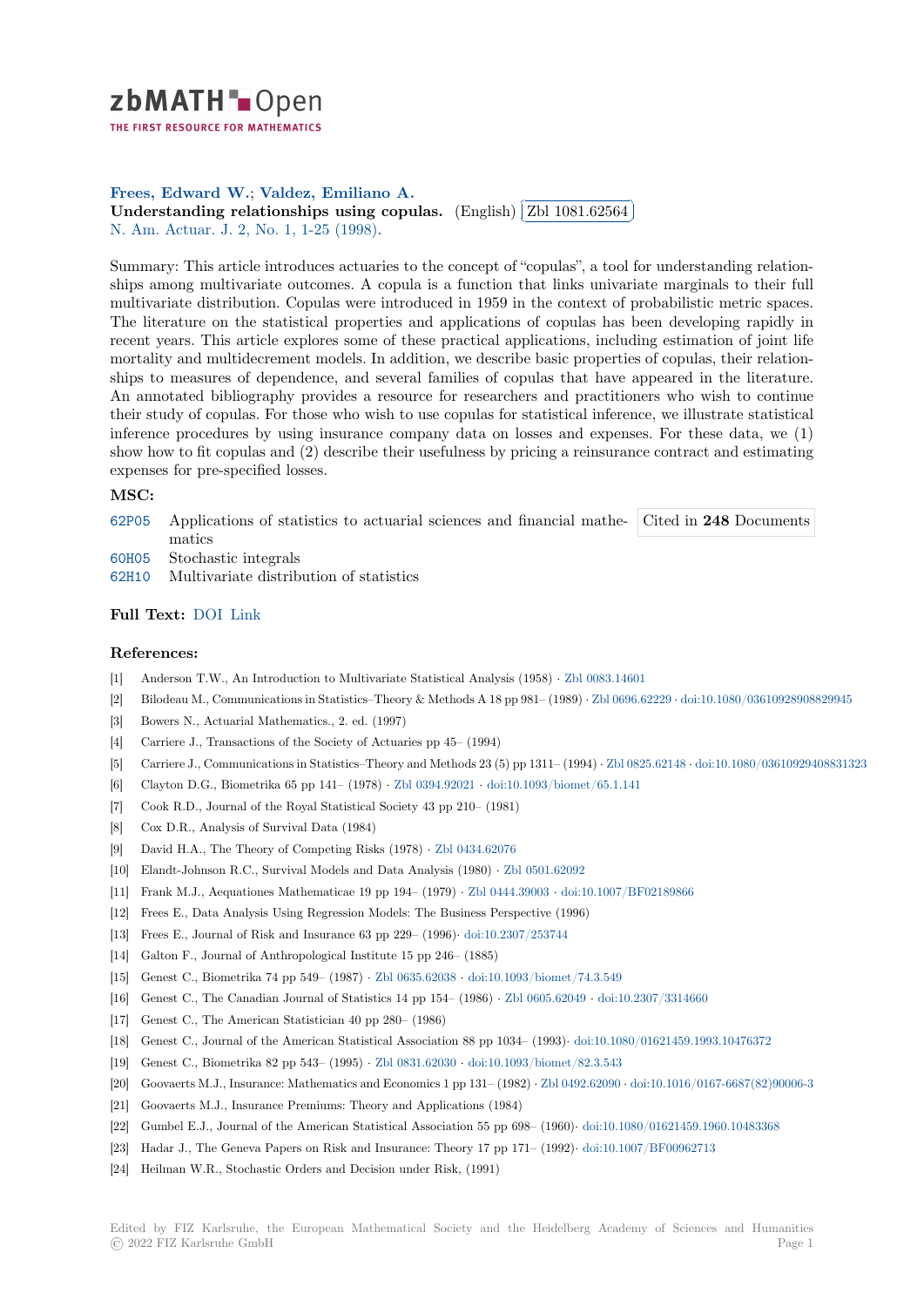**Frees, Edward W.; Valdez, Emiliano A.**

**Understanding relationships using copulas.** (English) Zbl 1081.62564

N. Am. Actuar. J. 2, No. 1, 1-25 (1998).

Summary: This article introduces actuaries to the concept of "copulas", a tool for understanding relationships among multivariate outcomes. A copula is a function that links univariate marginals to their full multivariate distribution. Copulas were introduced in 1959 in the context of probabilistic metric spaces. The literature on the statistical properties and applications of copulas has been developing rapidly in recent years. This article explores some of these practical applications, including estimation of joint life mortality and multidecrement models. In addition, we describe basic properties of copulas, their relationships to measures of dependence, and several families of copulas that have appeared in the literature. An annotated bibliography provides a resource for researchers and practitioners who wish to continue their study of copulas. For those who wish to use copulas for statistical inference, we illustrate statistical inference procedures by using insurance company data on losses and expenses. For these data, we (1) show how to fit copulas and (2) describe their usefulness by pricing a reinsurance contract and estimating expenses for pre-specified losses.

### MSC:

62P05 Applications of statistics to actuarial sciences and financial mathematics

60H05 Stochastic integrals

62H10 Multivariate distribution of statistics

Cited in **248** Documents

### Full Text: DOI Link

### References:

[1] Anderson T.W., An Introduction to Multivariate Statistical Analysis (1958) · Zbl 0083.14601

[2] Bilodeau M., Communications in Statistics–Theory & Methods A 18 pp 981– (1989) · Zbl 0696.62229 · doi:10.1080/03610928908829945

[3] Bowers N., Actuarial Mathematics., 2. ed. (1997)

[4] Carriere J., Transactions of the Society of Actuaries pp 45– (1994)

[5] Carriere J., Communications in Statistics–Theory and Methods 23 (5) pp 1311– (1994) · Zbl 0825.62148 · doi:10.1080/03610929408831323

[6] Clayton D.G., Biometrika 65 pp 141– (1978) · Zbl 0394.92021 · doi:10.1093/biomet/65.1.141

[7] Cook R.D., Journal of the Royal Statistical Society 43 pp 210– (1981)

[8] Cox D.R., Analysis of Survival Data (1984)

[9] David H.A., The Theory of Competing Risks (1978) · Zbl 0434.62076

[10] Elandt-Johnson R.C., Survival Models and Data Analysis (1980) · Zbl 0501.62092

[11] Frank M.J., Aequationes Mathematicae 19 pp 194– (1979) · Zbl 0444.39003 · doi:10.1007/BF02189866

[12] Frees E., Data Analysis Using Regression Models: The Business Perspective (1996)

[13] Frees E., Journal of Risk and Insurance 63 pp 229– (1996)· doi:10.2307/253744

[14] Galton F., Journal of Anthropological Institute 15 pp 246– (1885)

[15] Genest C., Biometrika 74 pp 549– (1987) · Zbl 0635.62038 · doi:10.1093/biomet/74.3.549

[16] Genest C., The Canadian Journal of Statistics 14 pp 154– (1986) · Zbl 0605.62049 · doi:10.2307/3314660

[17] Genest C., The American Statistician 40 pp 280– (1986)

[18] Genest C., Journal of the American Statistical Association 88 pp 1034– (1993)· doi:10.1080/01621459.1993.10476372

[19] Genest C., Biometrika 82 pp 543– (1995) · Zbl 0831.62030 · doi:10.1093/biomet/82.3.543

[20] Goovaerts M.J., Insurance: Mathematics and Economics 1 pp 131– (1982) · Zbl 0492.62090 · doi:10.1016/0167-6687(82)90006-3

[21] Goovaerts M.J., Insurance Premiums: Theory and Applications (1984)

[22] Gumbel E.J., Journal of the American Statistical Association 55 pp 698– (1960)· doi:10.1080/01621459.1960.10483368

[23] Hadar J., The Geneva Papers on Risk and Insurance: Theory 17 pp 171– (1992)· doi:10.1007/BF00962713

[24] Heilman W.R., Stochastic Orders and Decision under Risk, (1991)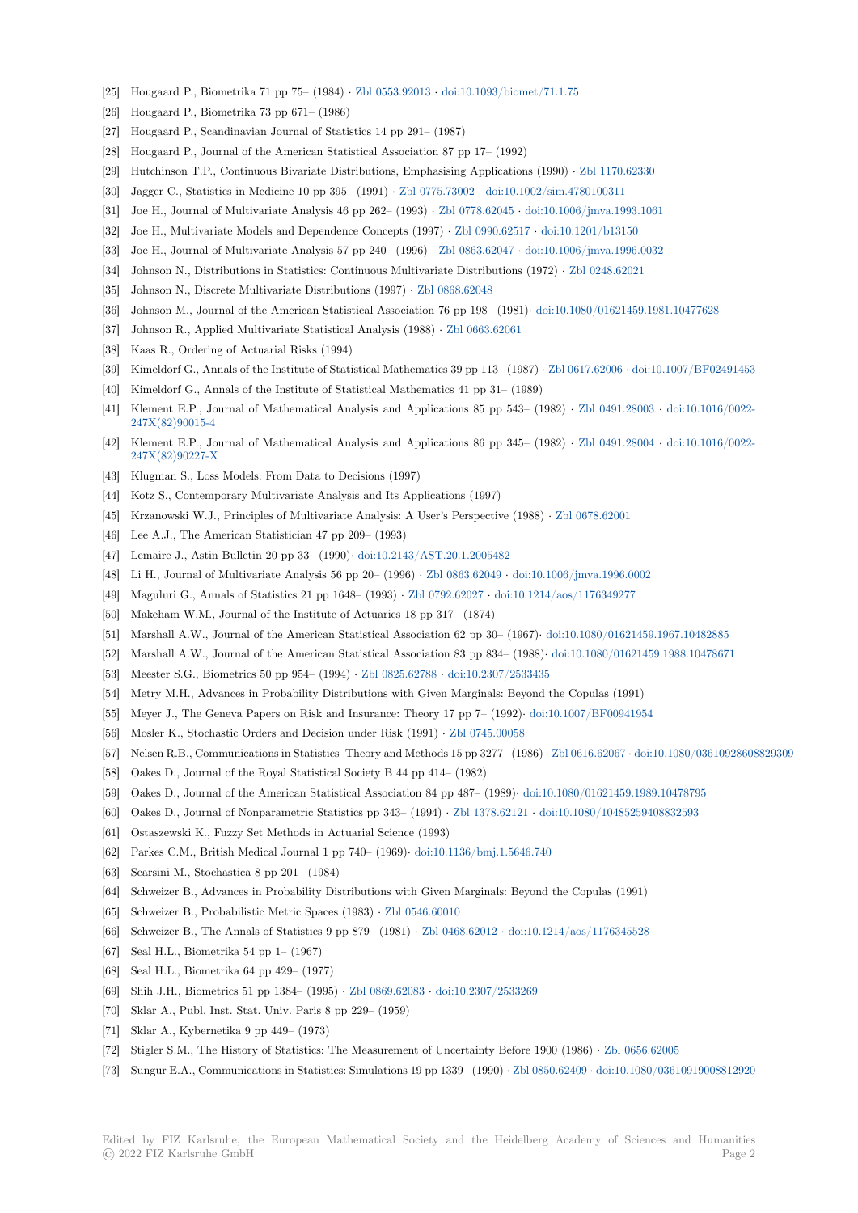[25] Hougaard P., Biometrika 71 pp 75– (1984) · Zbl 0553.92013 · doi:10.1093/biomet/71.1.75

[26] Hougaard P., Biometrika 73 pp 671– (1986)

[27] Hougaard P., Scandinavian Journal of Statistics 14 pp 291– (1987)

[28] Hougaard P., Journal of the American Statistical Association 87 pp 17– (1992)

[29] Hutchinson T.P., Continuous Bivariate Distributions, Emphasising Applications (1990) · Zbl 1170.62330

[30] Jagger C., Statistics in Medicine 10 pp 395– (1991) · Zbl 0775.73002 · doi:10.1002/sim.4780100311

[31] Joe H., Journal of Multivariate Analysis 46 pp 262– (1993) · Zbl 0778.62045 · doi:10.1006/jmva.1993.1061

[32] Joe H., Multivariate Models and Dependence Concepts (1997) · Zbl 0990.62517 · doi:10.1201/b13150

[33] Joe H., Journal of Multivariate Analysis 57 pp 240– (1996) · Zbl 0863.62047 · doi:10.1006/jmva.1996.0032

[34] Johnson N., Distributions in Statistics: Continuous Multivariate Distributions (1972) · Zbl 0248.62021

[35] Johnson N., Discrete Multivariate Distributions (1997) · Zbl 0868.62048

[36] Johnson M., Journal of the American Statistical Association 76 pp 198– (1981)· doi:10.1080/01621459.1981.10477628

[37] Johnson R., Applied Multivariate Statistical Analysis (1988) · Zbl 0663.62061

[38] Kaas R., Ordering of Actuarial Risks (1994)

[39] Kimeldorf G., Annals of the Institute of Statistical Mathematics 39 pp 113– (1987) · Zbl 0617.62006 · doi:10.1007/BF02491453

[40] Kimeldorf G., Annals of the Institute of Statistical Mathematics 41 pp 31– (1989)

[41] Klement E.P., Journal of Mathematical Analysis and Applications 85 pp 543– (1982) · Zbl 0491.28003 · doi:10.1016/0022-247X(82)90015-4

[42] Klement E.P., Journal of Mathematical Analysis and Applications 86 pp 345– (1982) · Zbl 0491.28004 · doi:10.1016/0022-247X(82)90227-X

[43] Klugman S., Loss Models: From Data to Decisions (1997)

[44] Kotz S., Contemporary Multivariate Analysis and Its Applications (1997)

[45] Krzanowski W.J., Principles of Multivariate Analysis: A User's Perspective (1988) · Zbl 0678.62001

[46] Lee A.J., The American Statistician 47 pp 209– (1993)

[47] Lemaire J., Astin Bulletin 20 pp 33– (1990)· doi:10.2143/AST.20.1.2005482

[48] Li H., Journal of Multivariate Analysis 56 pp 20– (1996) · Zbl 0863.62049 · doi:10.1006/jmva.1996.0002

[49] Maguluri G., Annals of Statistics 21 pp 1648– (1993) · Zbl 0792.62027 · doi:10.1214/aos/1176349277

[50] Makeham W.M., Journal of the Institute of Actuaries 18 pp 317– (1874)

[51] Marshall A.W., Journal of the American Statistical Association 62 pp 30– (1967)· doi:10.1080/01621459.1967.10482885

[52] Marshall A.W., Journal of the American Statistical Association 83 pp 834– (1988)· doi:10.1080/01621459.1988.10478671

[53] Meester S.G., Biometrics 50 pp 954– (1994) · Zbl 0825.62788 · doi:10.2307/2533435

[54] Metry M.H., Advances in Probability Distributions with Given Marginals: Beyond the Copulas (1991)

[55] Meyer J., The Geneva Papers on Risk and Insurance: Theory 17 pp 7– (1992)· doi:10.1007/BF00941954

[56] Mosler K., Stochastic Orders and Decision under Risk (1991) · Zbl 0745.00058

[57] Nelsen R.B., Communications in Statistics–Theory and Methods 15 pp 3277– (1986) · Zbl 0616.62067 · doi:10.1080/03610928608829309

[58] Oakes D., Journal of the Royal Statistical Society B 44 pp 414– (1982)

[59] Oakes D., Journal of the American Statistical Association 84 pp 487– (1989)· doi:10.1080/01621459.1989.10478795

[60] Oakes D., Journal of Nonparametric Statistics pp 343– (1994) · Zbl 1378.62121 · doi:10.1080/10485259408832593

[61] Ostaszewski K., Fuzzy Set Methods in Actuarial Science (1993)

[62] Parkes C.M., British Medical Journal 1 pp 740– (1969)· doi:10.1136/bmj.1.5646.740

[63] Scarsini M., Stochastica 8 pp 201– (1984)

[64] Schweizer B., Advances in Probability Distributions with Given Marginals: Beyond the Copulas (1991)

[65] Schweizer B., Probabilistic Metric Spaces (1983) · Zbl 0546.60010

[66] Schweizer B., The Annals of Statistics 9 pp 879– (1981) · Zbl 0468.62012 · doi:10.1214/aos/1176345528

[67] Seal H.L., Biometrika 54 pp 1– (1967)

[68] Seal H.L., Biometrika 64 pp 429– (1977)

[69] Shih J.H., Biometrics 51 pp 1384– (1995) · Zbl 0869.62083 · doi:10.2307/2533269

[70] Sklar A., Publ. Inst. Stat. Univ. Paris 8 pp 229– (1959)

[71] Sklar A., Kybernetika 9 pp 449– (1973)

[72] Stigler S.M., The History of Statistics: The Measurement of Uncertainty Before 1900 (1986) · Zbl 0656.62005

[73] Sungur E.A., Communications in Statistics: Simulations 19 pp 1339– (1990) · Zbl 0850.62409 · doi:10.1080/03610919008812920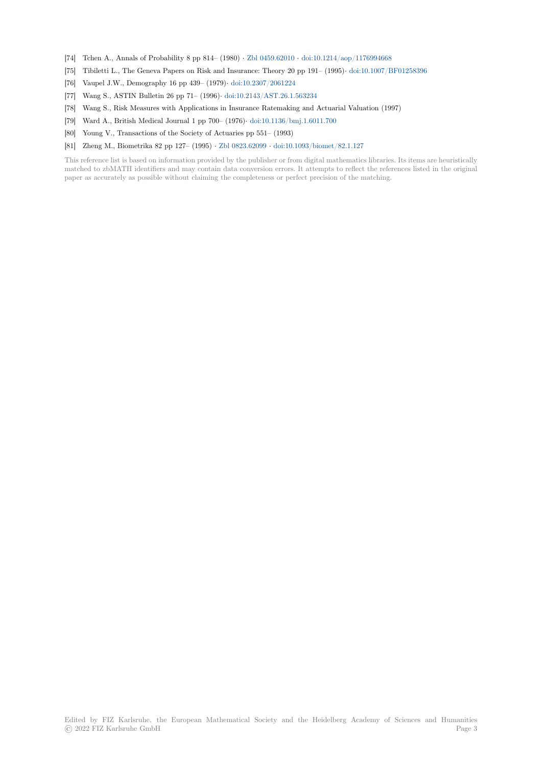[74] Tchen A., Annals of Probability 8 pp 814– (1980) · Zbl 0459.62010 · doi:10.1214/aop/1176994668

[75] Tibiletti L., The Geneva Papers on Risk and Insurance: Theory 20 pp 191– (1995)· doi:10.1007/BF01258396

[76] Vaupel J.W., Demography 16 pp 439– (1979)· doi:10.2307/2061224

[77] Wang S., ASTIN Bulletin 26 pp 71– (1996)· doi:10.2143/AST.26.1.563234

[78] Wang S., Risk Measures with Applications in Insurance Ratemaking and Actuarial Valuation (1997)

[79] Ward A., British Medical Journal 1 pp 700– (1976)· doi:10.1136/bmj.1.6011.700

[80] Young V., Transactions of the Society of Actuaries pp 551– (1993)

[81] Zheng M., Biometrika 82 pp 127– (1995) · Zbl 0823.62099 · doi:10.1093/biomet/82.1.127

This reference list is based on information provided by the publisher or from digital mathematics libraries. Its items are heuristically matched to zbMATH identifiers and may contain data conversion errors. It attempts to reflect the references listed in the original paper as accurately as possible without claiming the completeness or perfect precision of the matching.